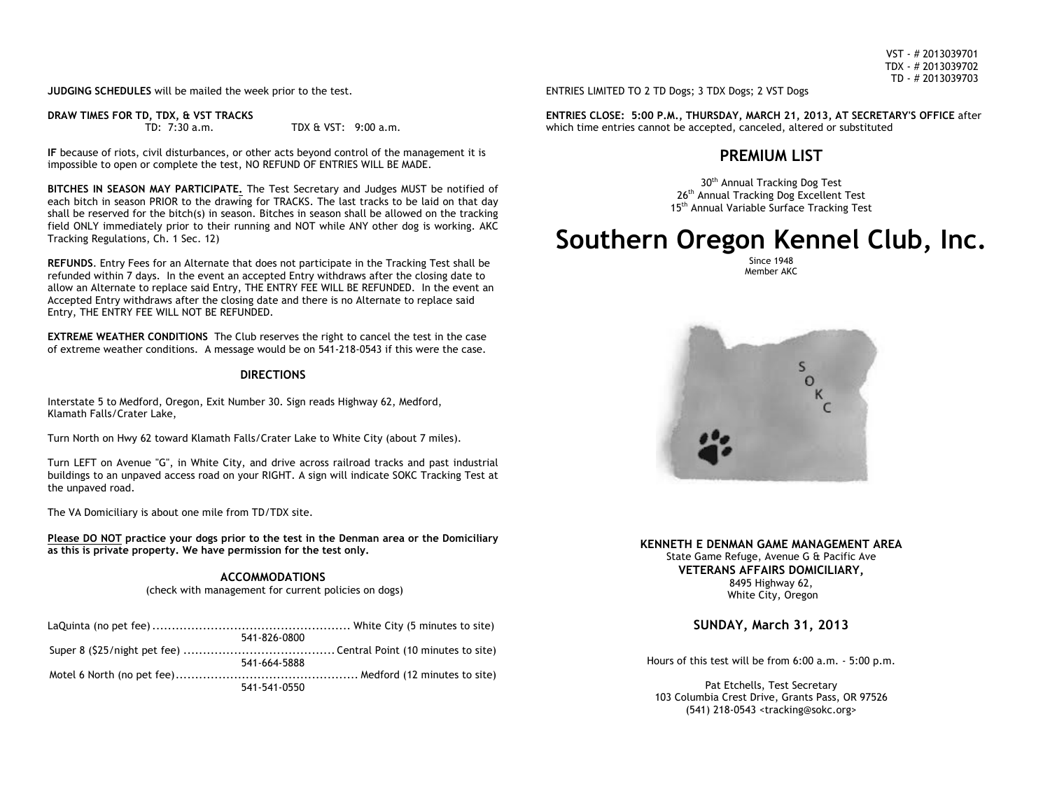**JUDGING SCHEDULES** will be mailed the week prior to the test.

**DRAW TIMES FOR TD, TDX, & VST TRACKS**
TD: 7:30 a.m. TDX & VST: 9:00 a.m.

**IF** because of riots, civil disturbances, or other acts beyond control of the management it is impossible to open or complete the test, NO REFUND OF ENTRIES WILL BE MADE.

**BITCHES IN SEASON MAY PARTICIPATE.** The Test Secretary and Judges MUST be notified of each bitch in season PRIOR to the drawing for TRACKS. The last tracks to be laid on that day shall be reserved for the bitch(s) in season. Bitches in season shall be allowed on the tracking field ONLY immediately prior to their running and NOT while ANY other dog is working. AKC Tracking Regulations, Ch. 1 Sec. 12)

**REFUNDS**. Entry Fees for an Alternate that does not participate in the Tracking Test shall be refunded within 7 days. In the event an accepted Entry withdraws after the closing date to allow an Alternate to replace said Entry, THE ENTRY FEE WILL BE REFUNDED. In the event an Accepted Entry withdraws after the closing date and there is no Alternate to replace said Entry, THE ENTRY FEE WILL NOT BE REFUNDED.

**EXTREME WEATHER CONDITIONS** The Club reserves the right to cancel the test in the case of extreme weather conditions. A message would be on 541-218-0543 if this were the case.

## DIRECTIONS

Interstate 5 to Medford, Oregon, Exit Number 30. Sign reads Highway 62, Medford, Klamath Falls/Crater Lake,

Turn North on Hwy 62 toward Klamath Falls/Crater Lake to White City (about 7 miles).

Turn LEFT on Avenue "G", in White City, and drive across railroad tracks and past industrial buildings to an unpaved access road on your RIGHT. A sign will indicate SOKC Tracking Test at the unpaved road.

The VA Domiciliary is about one mile from TD/TDX site.

**Please DO NOT practice your dogs prior to the test in the Denman area or the Domiciliary as this is private property. We have permission for the test only.**

## ACCOMMODATIONS

(check with management for current policies on dogs)

LaQuinta (no pet fee) .................................................. White City (5 minutes to site)
541-826-0800

Super 8 ($25/night pet fee) ....................................... Central Point (10 minutes to site)
541-664-5888

Motel 6 North (no pet fee)............................................. Medford (12 minutes to site)
541-541-0550

VST - # 2013039701
TDX - # 2013039702
TD - # 2013039703

ENTRIES LIMITED TO 2 TD Dogs; 3 TDX Dogs; 2 VST Dogs

**ENTRIES CLOSE: 5:00 P.M., THURSDAY, MARCH 21, 2013, AT SECRETARY'S OFFICE** after which time entries cannot be accepted, canceled, altered or substituted

## PREMIUM LIST

30th Annual Tracking Dog Test
26th Annual Tracking Dog Excellent Test
15th Annual Variable Surface Tracking Test

# Southern Oregon Kennel Club, Inc.

Since 1948
Member AKC

**KENNETH E DENMAN GAME MANAGEMENT AREA**
State Game Refuge, Avenue G & Pacific Ave
**VETERANS AFFAIRS DOMICILIARY,**
8495 Highway 62,
White City, Oregon

### SUNDAY, March 31, 2013

Hours of this test will be from 6:00 a.m. - 5:00 p.m.

Pat Etchells, Test Secretary
103 Columbia Crest Drive, Grants Pass, OR 97526
(541) 218-0543 <tracking@sokc.org>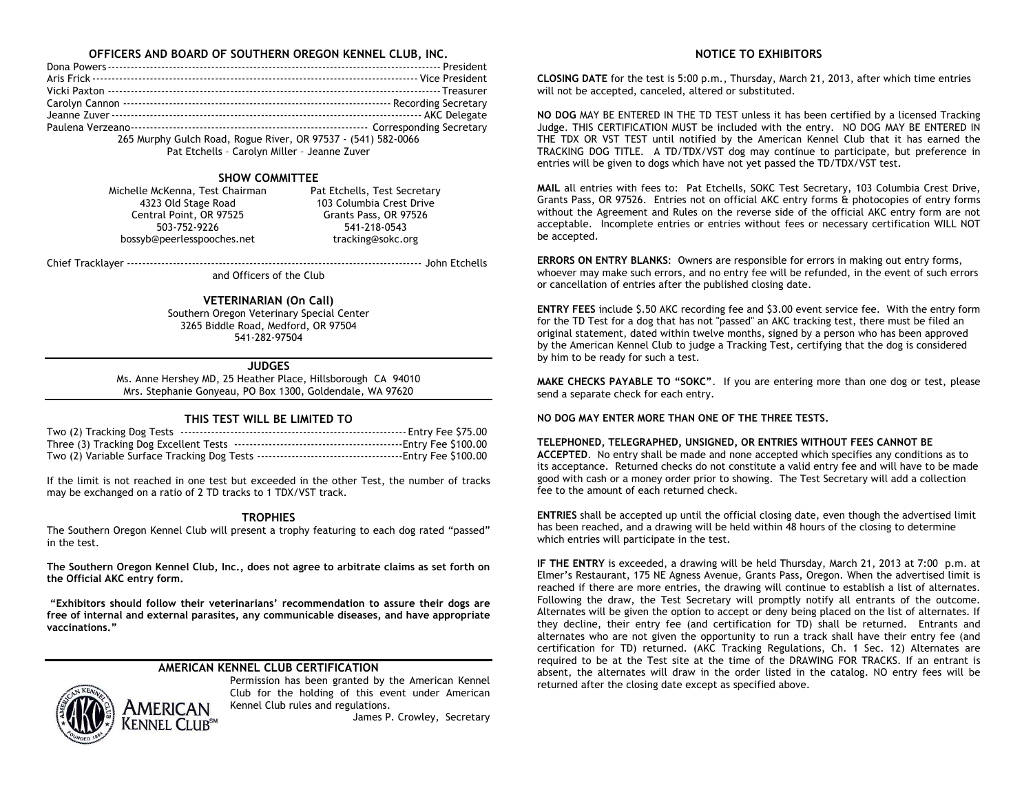## OFFICERS AND BOARD OF SOUTHERN OREGON KENNEL CLUB, INC.

Dona Powers ---------- President
Aris Frick ---------- Vice President
Vicki Paxton ---------- Treasurer
Carolyn Cannon ---------- Recording Secretary
Jeanne Zuver ---------- AKC Delegate
Paulena Verzeano ---------- Corresponding Secretary

265 Murphy Gulch Road, Rogue River, OR 97537 - (541) 582-0066
Pat Etchells – Carolyn Miller – Jeanne Zuver

## SHOW COMMITTEE

Michelle McKenna, Test Chairman
4323 Old Stage Road
Central Point, OR 97525
503-752-9226
bossyb@peerlesspooches.net

Pat Etchells, Test Secretary
103 Columbia Crest Drive
Grants Pass, OR 97526
541-218-0543
tracking@sokc.org

Chief Tracklayer ---------- John Etchells
and Officers of the Club

## VETERINARIAN (On Call)

Southern Oregon Veterinary Special Center
3265 Biddle Road, Medford, OR 97504
541-282-97504

## JUDGES

Ms. Anne Hershey MD, 25 Heather Place, Hillsborough CA 94010
Mrs. Stephanie Gonyeau, PO Box 1300, Goldendale, WA 97620

## THIS TEST WILL BE LIMITED TO

Two (2) Tracking Dog Tests ---------- Entry Fee $75.00
Three (3) Tracking Dog Excellent Tests ---------- Entry Fee $100.00
Two (2) Variable Surface Tracking Dog Tests ---------- Entry Fee $100.00

If the limit is not reached in one test but exceeded in the other Test, the number of tracks may be exchanged on a ratio of 2 TD tracks to 1 TDX/VST track.

## TROPHIES

The Southern Oregon Kennel Club will present a trophy featuring to each dog rated "passed" in the test.

**The Southern Oregon Kennel Club, Inc., does not agree to arbitrate claims as set forth on the Official AKC entry form.**

**"Exhibitors should follow their veterinarians' recommendation to assure their dogs are free of internal and external parasites, any communicable diseases, and have appropriate vaccinations."**

## AMERICAN KENNEL CLUB CERTIFICATION

Permission has been granted by the American Kennel Club for the holding of this event under American Kennel Club rules and regulations.

James P. Crowley, Secretary

## NOTICE TO EXHIBITORS

**CLOSING DATE** for the test is 5:00 p.m., Thursday, March 21, 2013, after which time entries will not be accepted, canceled, altered or substituted.

**NO DOG** MAY BE ENTERED IN THE TD TEST unless it has been certified by a licensed Tracking Judge. THIS CERTIFICATION MUST be included with the entry. NO DOG MAY BE ENTERED IN THE TDX OR VST TEST until notified by the American Kennel Club that it has earned the TRACKING DOG TITLE. A TD/TDX/VST dog may continue to participate, but preference in entries will be given to dogs which have not yet passed the TD/TDX/VST test.

**MAIL** all entries with fees to: Pat Etchells, SOKC Test Secretary, 103 Columbia Crest Drive, Grants Pass, OR 97526. Entries not on official AKC entry forms & photocopies of entry forms without the Agreement and Rules on the reverse side of the official AKC entry form are not acceptable. Incomplete entries or entries without fees or necessary certification WILL NOT be accepted.

**ERRORS ON ENTRY BLANKS**: Owners are responsible for errors in making out entry forms, whoever may make such errors, and no entry fee will be refunded, in the event of such errors or cancellation of entries after the published closing date.

**ENTRY FEES** include $.50 AKC recording fee and $3.00 event service fee. With the entry form for the TD Test for a dog that has not "passed" an AKC tracking test, there must be filed an original statement, dated within twelve months, signed by a person who has been approved by the American Kennel Club to judge a Tracking Test, certifying that the dog is considered by him to be ready for such a test.

**MAKE CHECKS PAYABLE TO "SOKC"**. If you are entering more than one dog or test, please send a separate check for each entry.

**NO DOG MAY ENTER MORE THAN ONE OF THE THREE TESTS.**

**TELEPHONED, TELEGRAPHED, UNSIGNED, OR ENTRIES WITHOUT FEES CANNOT BE ACCEPTED**. No entry shall be made and none accepted which specifies any conditions as to its acceptance. Returned checks do not constitute a valid entry fee and will have to be made good with cash or a money order prior to showing. The Test Secretary will add a collection fee to the amount of each returned check.

**ENTRIES** shall be accepted up until the official closing date, even though the advertised limit has been reached, and a drawing will be held within 48 hours of the closing to determine which entries will participate in the test.

**IF THE ENTRY** is exceeded, a drawing will be held Thursday, March 21, 2013 at 7:00 p.m. at Elmer's Restaurant, 175 NE Agness Avenue, Grants Pass, Oregon. When the advertised limit is reached if there are more entries, the drawing will continue to establish a list of alternates. Following the draw, the Test Secretary will promptly notify all entrants of the outcome. Alternates will be given the option to accept or deny being placed on the list of alternates. If they decline, their entry fee (and certification for TD) shall be returned. Entrants and alternates who are not given the opportunity to run a track shall have their entry fee (and certification for TD) returned. (AKC Tracking Regulations, Ch. 1 Sec. 12) Alternates are required to be at the Test site at the time of the DRAWING FOR TRACKS. If an entrant is absent, the alternates will draw in the order listed in the catalog. NO entry fees will be returned after the closing date except as specified above.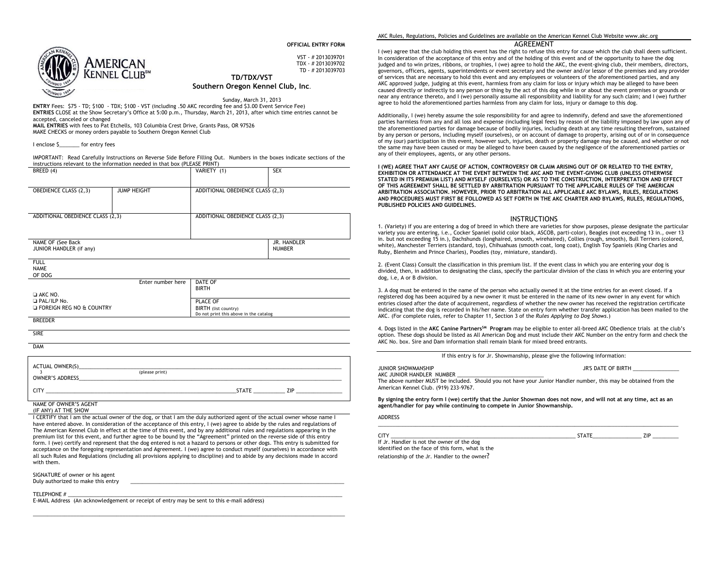AMERICAN KENNEL CLUB℠

**OFFICIAL ENTRY FORM**

VST - # 2013039701
TDX - # 2013039702
TD - # 2013039703

## TD/TDX/VST
## Southern Oregon Kennel Club, Inc.

Sunday, March 31, 2013

**ENTRY** Fees: $75 - TD; $100 - TDX; $100 - VST (including .50 AKC recording fee and $3.00 Event Service Fee)
**ENTRIES** CLOSE at the Show Secretary's Office at 5:00 p.m., Thursday, March 21, 2013, after which time entries cannot be accepted, canceled or changed
**MAIL ENTRIES** with fees to Pat Etchells, 103 Columbia Crest Drive, Grants Pass, OR 97526
MAKE CHECKS or money orders payable to Southern Oregon Kennel Club

I enclose $_______ for entry fees

IMPORTANT: Read Carefully Instructions on Reverse Side Before Filling Out. Numbers in the boxes indicate sections of the instructions relevant to the information needed in that box (PLEASE PRINT)

| BREED (4) | | VARIETY (1) | SEX |
|---|---|---|---|
| OBEDIENCE CLASS (2,3) | JUMP HEIGHT | ADDITIONAL OBEDIENCE CLASS (2,3) | |
| ADDITIONAL OBEDIENCE CLASS (2,3) | | ADDITIONAL OBEDIENCE CLASS (2,3) | |
| NAME OF (See Back JUNIOR HANDLER (if any) | | | JR. HANDLER NUMBER |
| FULL NAME OF DOG | | | |
| ❑ AKC NO. ❑ PAL/ILP No. ❑ FOREIGN REG NO & COUNTRY | Enter number here | DATE OF BIRTH | |
| | | PLACE OF BIRTH (list country) Do not print this above in the catalog | |
| BREEDER | | | |
| SIRE | | | |
| DAM | | | |

ACTUAL OWNER(S)___________________________________________ 3 (please print)
OWNER'S ADDRESS___________________________________________
CITY ______________________________STATE __________ ZIP ______________

NAME OF OWNER'S AGENT
(IF ANY) AT THE SHOW

I CERTIFY that I am the actual owner of the dog, or that I am the duly authorized agent of the actual owner whose name I have entered above. In consideration of the acceptance of this entry, I (we) agree to abide by the rules and regulations of The American Kennel Club in effect at the time of this event, and by any additional rules and regulations appearing in the premium list for this event, and further agree to be bound by the "Agreement" printed on the reverse side of this entry form. I (we) certify and represent that the dog entered is not a hazard to persons or other dogs. This entry is submitted for acceptance on the foregoing representation and Agreement. I (we) agree to conduct myself (ourselves) in accordance with all such Rules and Regulations (including all provisions applying to discipline) and to abide by any decisions made in accord with them.

SIGNATURE of owner or his agent
Duly authorized to make this entry ___________________________________________

TELEPHONE # ___________________________________________
E-MAIL Address (An acknowledgement or receipt of entry may be sent to this e-mail address)

___________________________________________

AKC Rules, Regulations, Policies and Guidelines are available on the American Kennel Club Website www.akc.org

## AGREEMENT

I (we) agree that the club holding this event has the right to refuse this entry for cause which the club shall deem sufficient. In consideration of the acceptance of this entry and of the holding of this event and of the opportunity to have the dog judged and to win prizes, ribbons, or trophies, I (we) agree to hold the AKC, the event-giving club, their members, directors, governors, officers, agents, superintendents or event secretary and the owner and/or lessor of the premises and any provider of services that are necessary to hold this event and any employees or volunteers of the aforementioned parties, and any AKC approved judge, judging at this event, harmless from any claim for loss or injury which may be alleged to have been caused directly or indirectly to any person or thing by the act of this dog while in or about the event premises or grounds or near any entrance thereto, and I (we) personally assume all responsibility and liability for any such claim; and I (we) further agree to hold the aforementioned parties harmless from any claim for loss, injury or damage to this dog.

Additionally, I (we) hereby assume the sole responsibility for and agree to indemnify, defend and save the aforementioned parties harmless from any and all loss and expense (including legal fees) by reason of the liability imposed by law upon any of the aforementioned parties for damage because of bodily injuries, including death at any time resulting therefrom, sustained by any person or persons, including myself (ourselves), or on account of damage to property, arising out of or in consequence of my (our) participation in this event, however such, injuries, death or property damage may be caused, and whether or not the same may have been caused or may be alleged to have been caused by the negligence of the aforementioned parties or any of their employees, agents, or any other persons.

**I (WE) AGREE THAT ANY CAUSE OF ACTION, CONTROVERSY OR CLAIM ARISING OUT OF OR RELATED TO THE ENTRY, EXHIBITION OR ATTENDANCE AT THE EVENT BETWEEN THE AKC AND THE EVENT-GIVING CLUB (UNLESS OTHERWISE STATED IN ITS PREMIUM LIST) AND MYSELF (OURSELVES) OR AS TO THE CONSTRUCTION, INTERPRETATION AND EFFECT OF THIS AGREEMENT SHALL BE SETTLED BY ARBITRATION PURSUANT TO THE APPLICABLE RULES OF THE AMERICAN ARBITRATION ASSOCIATION. HOWEVER, PRIOR TO ARBITRATION ALL APPLICABLE AKC BYLAWS, RULES, REGULATIONS AND PROCEDURES MUST FIRST BE FOLLOWED AS SET FORTH IN THE AKC CHARTER AND BYLAWS, RULES, REGULATIONS, PUBLISHED POLICIES AND GUIDELINES.**

## INSTRUCTIONS

1. (Variety) if you are entering a dog of breed in which there are varieties for show purposes, please designate the particular variety you are entering, i.e., Cocker Spaniel (solid color black, ASCOB, parti-color), Beagles (not exceeding 13 in., over 13 in. but not exceeding 15 in.), Dachshunds (longhaired, smooth, wirehaired), Collies (rough, smooth), Bull Terriers (colored, white), Manchester Terriers (standard, toy), Chihuahuas (smooth coat, long coat), English Toy Spaniels (King Charles and Ruby, Blenheim and Prince Charles), Poodles (toy, miniature, standard).

2. (Event Class) Consult the classification in this premium list. If the event class in which you are entering your dog is divided, then, in addition to designating the class, specify the particular division of the class in which you are entering your dog, i.e, A or B division.

3. A dog must be entered in the name of the person who actually owned it at the time entries for an event closed. If a registered dog has been acquired by a new owner it must be entered in the name of its new owner in any event for which entries closed after the date of acquirement, regardless of whether the new owner has received the registration certificate indicating that the dog is recorded in his/her name. State on entry form whether transfer application has been mailed to the AKC. (For complete rules, refer to Chapter 11, Section 3 of the *Rules Applying to Dog Shows*.)

4. Dogs listed in the **AKC Canine Partners℠ Program** may be eligible to enter all-breed AKC Obedience trials at the club's option. These dogs should be listed as All American Dog and must include their AKC Number on the entry form and check the AKC No. box. Sire and Dam information shall remain blank for mixed breed entrants.

If this entry is for Jr. Showmanship, please give the following information:

JUNIOR SHOWMANSHIP JR'S DATE OF BIRTH _______________
AKC JUNIOR HANDLER NUMBER ____________________________
The above number MUST be included. Should you not have your Junior Handler number, this may be obtained from the American Kennel Club. (919) 233-9767.

**By signing the entry form I (we) certify that the Junior Showman does not now, and will not at any time, act as an agent/handler for pay while continuing to compete in Junior Showmanship.**

ADDRESS ___________________________________________

CITY ______________________________ STATE_______________ ZIP ________
If Jr. Handler is not the owner of the dog identified on the face of this form, what is the relationship of the Jr. Handler to the owner?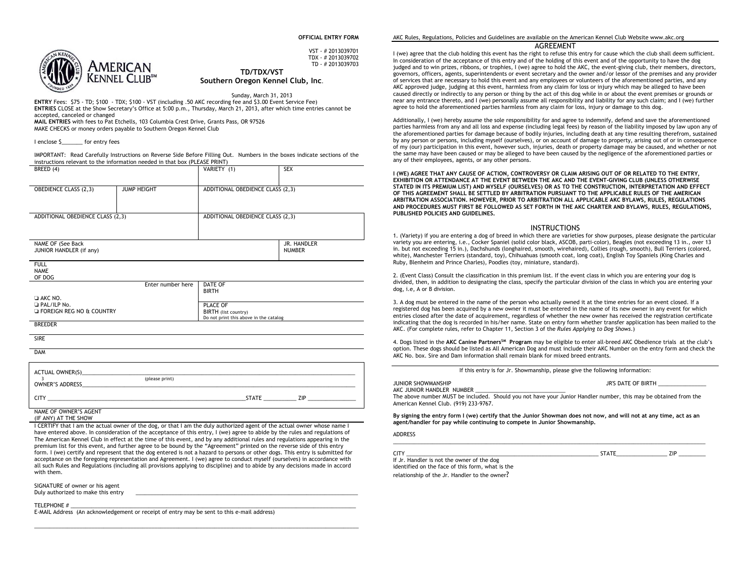**OFFICIAL ENTRY FORM**

VST - # 2013039701
TDX - # 2013039702
TD - # 2013039703

AMERICAN KENNEL CLUB℠

**TD/TDX/VST**
**Southern Oregon Kennel Club, Inc.**

Sunday, March 31, 2013

**ENTRY** Fees: $75 - TD; $100 - TDX; $100 - VST (including .50 AKC recording fee and $3.00 Event Service Fee)
**ENTRIES** CLOSE at the Show Secretary's Office at 5:00 p.m., Thursday, March 21, 2013, after which time entries cannot be accepted, canceled or changed
**MAIL ENTRIES** with fees to Pat Etchells, 103 Columbia Crest Drive, Grants Pass, OR 97526
MAKE CHECKS or money orders payable to Southern Oregon Kennel Club

I enclose $_______ for entry fees

IMPORTANT: Read Carefully Instructions on Reverse Side Before Filling Out. Numbers in the boxes indicate sections of the instructions relevant to the information needed in that box (PLEASE PRINT)

| | | | |
|---|---|---|---|
| BREED (4) | | VARIETY (1) | SEX |
| OBEDIENCE CLASS (2,3) | JUMP HEIGHT | ADDITIONAL OBEDIENCE CLASS (2,3) | |
| ADDITIONAL OBEDIENCE CLASS (2,3) | | ADDITIONAL OBEDIENCE CLASS (2,3) | |
| NAME OF (See Back JUNIOR HANDLER (if any) | | | JR. HANDLER NUMBER |

FULL NAME OF DOG

| | |
|---|---|
| Enter number here<br>❑ AKC NO.<br>❑ PAL/ILP No.<br>❑ FOREIGN REG NO & COUNTRY | DATE OF BIRTH |
| | PLACE OF BIRTH (list country)<br>Do not print this above in the catalog |

BREEDER

SIRE

DAM

ACTUAL OWNER(S)_______________________________________________ (please print) [3]

OWNER'S ADDRESS_______________________________________________

CITY _______________________________________________ STATE __________ ZIP ______________

NAME OF OWNER'S AGENT (IF ANY) AT THE SHOW

I CERTIFY that I am the actual owner of the dog, or that I am the duly authorized agent of the actual owner whose name I have entered above. In consideration of the acceptance of this entry, I (we) agree to abide by the rules and regulations of The American Kennel Club in effect at the time of this event, and by any additional rules and regulations appearing in the premium list for this event, and further agree to be bound by the "Agreement" printed on the reverse side of this entry form. I (we) certify and represent that the dog entered is not a hazard to persons or other dogs. This entry is submitted for acceptance on the foregoing representation and Agreement. I (we) agree to conduct myself (ourselves) in accordance with all such Rules and Regulations (including all provisions applying to discipline) and to abide by any decisions made in accord with them.

SIGNATURE of owner or his agent
Duly authorized to make this entry _______________________________________________

TELEPHONE # _______________________________________________

E-MAIL Address (An acknowledgement or receipt of entry may be sent to this e-mail address)

_______________________________________________

AKC Rules, Regulations, Policies and Guidelines are available on the American Kennel Club Website www.akc.org

## AGREEMENT

I (we) agree that the club holding this event has the right to refuse this entry for cause which the club shall deem sufficient. In consideration of the acceptance of this entry and of the holding of this event and of the opportunity to have the dog judged and to win prizes, ribbons, or trophies, I (we) agree to hold the AKC, the event-giving club, their members, directors, governors, officers, agents, superintendents or event secretary and the owner and/or lessor of the premises and any provider of services that are necessary to hold this event and any employees or volunteers of the aforementioned parties, and any AKC approved judge, judging at this event, harmless from any claim for loss or injury which may be alleged to have been caused directly or indirectly to any person or thing by the act of this dog while in or about the event premises or grounds or near any entrance thereto, and I (we) personally assume all responsibility and liability for any such claim; and I (we) further agree to hold the aforementioned parties harmless from any claim for loss, injury or damage to this dog.

Additionally, I (we) hereby assume the sole responsibility for and agree to indemnify, defend and save the aforementioned parties harmless from any and all loss and expense (including legal fees) by reason of the liability imposed by law upon any of the aforementioned parties for damage because of bodily injuries, including death at any time resulting therefrom, sustained by any person or persons, including myself (ourselves), or on account of damage to property, arising out of or in consequence of my (our) participation in this event, however such, injuries, death or property damage may be caused, and whether or not the same may have been caused or may be alleged to have been caused by the negligence of the aforementioned parties or any of their employees, agents, or any other persons.

**I (WE) AGREE THAT ANY CAUSE OF ACTION, CONTROVERSY OR CLAIM ARISING OUT OF OR RELATED TO THE ENTRY, EXHIBITION OR ATTENDANCE AT THE EVENT BETWEEN THE AKC AND THE EVENT-GIVING CLUB (UNLESS OTHERWISE STATED IN ITS PREMIUM LIST) AND MYSELF (OURSELVES) OR AS TO THE CONSTRUCTION, INTERPRETATION AND EFFECT OF THIS AGREEMENT SHALL BE SETTLED BY ARBITRATION PURSUANT TO THE APPLICABLE RULES OF THE AMERICAN ARBITRATION ASSOCIATION. HOWEVER, PRIOR TO ARBITRATION ALL APPLICABLE AKC BYLAWS, RULES, REGULATIONS AND PROCEDURES MUST FIRST BE FOLLOWED AS SET FORTH IN THE AKC CHARTER AND BYLAWS, RULES, REGULATIONS, PUBLISHED POLICIES AND GUIDELINES.**

## INSTRUCTIONS

1. (Variety) if you are entering a dog of breed in which there are varieties for show purposes, please designate the particular variety you are entering, i.e., Cocker Spaniel (solid color black, ASCOB, parti-color), Beagles (not exceeding 13 in., over 13 in. but not exceeding 15 in.), Dachshunds (longhaired, smooth, wirehaired), Collies (rough, smooth), Bull Terriers (colored, white), Manchester Terriers (standard, toy), Chihuahuas (smooth coat, long coat), English Toy Spaniels (King Charles and Ruby, Blenheim and Prince Charles), Poodles (toy, miniature, standard).

2. (Event Class) Consult the classification in this premium list. If the event class in which you are entering your dog is divided, then, in addition to designating the class, specify the particular division of the class in which you are entering your dog, i.e, A or B division.

3. A dog must be entered in the name of the person who actually owned it at the time entries for an event closed. If a registered dog has been acquired by a new owner it must be entered in the name of its new owner in any event for which entries closed after the date of acquirement, regardless of whether the new owner has received the registration certificate indicating that the dog is recorded in his/her name. State on entry form whether transfer application has been mailed to the AKC. (For complete rules, refer to Chapter 11, Section 3 of the *Rules Applying to Dog Shows*.)

4. Dogs listed in the **AKC Canine Partners℠ Program** may be eligible to enter all-breed AKC Obedience trials at the club's option. These dogs should be listed as All American Dog and must include their AKC Number on the entry form and check the AKC No. box. Sire and Dam information shall remain blank for mixed breed entrants.

If this entry is for Jr. Showmanship, please give the following information:

JUNIOR SHOWMANSHIP JR'S DATE OF BIRTH ______________

AKC JUNIOR HANDLER NUMBER ____________________________

The above number MUST be included. Should you not have your Junior Handler number, this may be obtained from the American Kennel Club. (919) 233-9767.

**By signing the entry form I (we) certify that the Junior Showman does not now, and will not at any time, act as an agent/handler for pay while continuing to compete in Junior Showmanship.**

ADDRESS _______________________________________________

CITY _______________________________________________ STATE______________ ZIP ________

If Jr. Handler is not the owner of the dog identified on the face of this form, what is the relationship of the Jr. Handler to the owner?